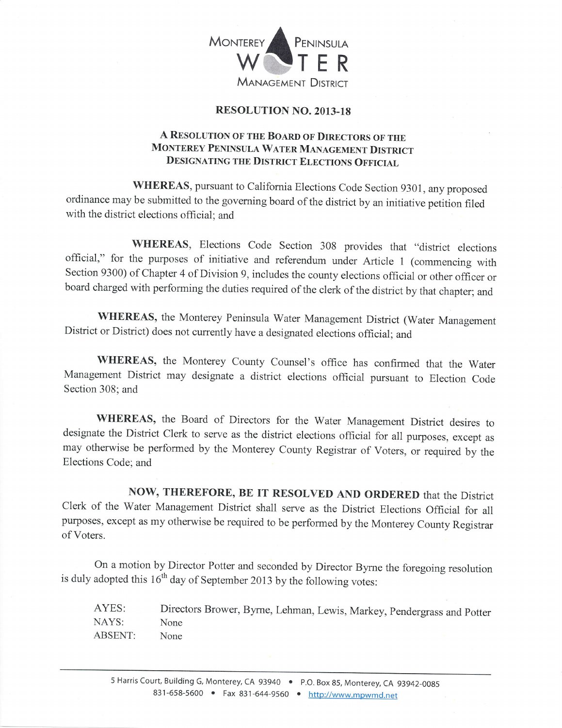MONTEREY PENINSULA WATER MANAGEMENT DISTRICT

# RESOLUTION NO. 2013-18

## A RESOLUTION OF THE BOARD OF DIRECTORS OF THE MONTEREY PENINSULA WATER MANAGEMENT DISTRICT DESIGNATING THE DISTRICT ELECTIONS OFFICIAL

**WHEREAS**, pursuant to California Elections Code Section 9301, any proposed ordinance may be submitted to the governing board of the district by an initiative petition filed with the district elections official; and

**WHEREAS**, Elections Code Section 308 provides that "district elections official," for the purposes of initiative and referendum under Article 1 (commencing with Section 9300) of Chapter 4 of Division 9, includes the county elections official or other officer or board charged with performing the duties required of the clerk of the district by that chapter; and

**WHEREAS,** the Monterey Peninsula Water Management District (Water Management District or District) does not currently have a designated elections official; and

**WHEREAS,** the Monterey County Counsel's office has confirmed that the Water Management District may designate a district elections official pursuant to Election Code Section 308; and

**WHEREAS,** the Board of Directors for the Water Management District desires to designate the District Clerk to serve as the district elections official for all purposes, except as may otherwise be performed by the Monterey County Registrar of Voters, or required by the Elections Code; and

**NOW, THEREFORE, BE IT RESOLVED AND ORDERED** that the District Clerk of the Water Management District shall serve as the District Elections Official for all purposes, except as my otherwise be required to be performed by the Monterey County Registrar of Voters.

On a motion by Director Potter and seconded by Director Byrne the foregoing resolution is duly adopted this 16th day of September 2013 by the following votes:

| | |
|---|---|
| AYES: | Directors Brower, Byrne, Lehman, Lewis, Markey, Pendergrass and Potter |
| NAYS: | None |
| ABSENT: | None |

5 Harris Court, Building G, Monterey, CA 93940 • P.O. Box 85, Monterey, CA 93942-0085
831-658-5600 • Fax 831-644-9560 • http://www.mpwmd.net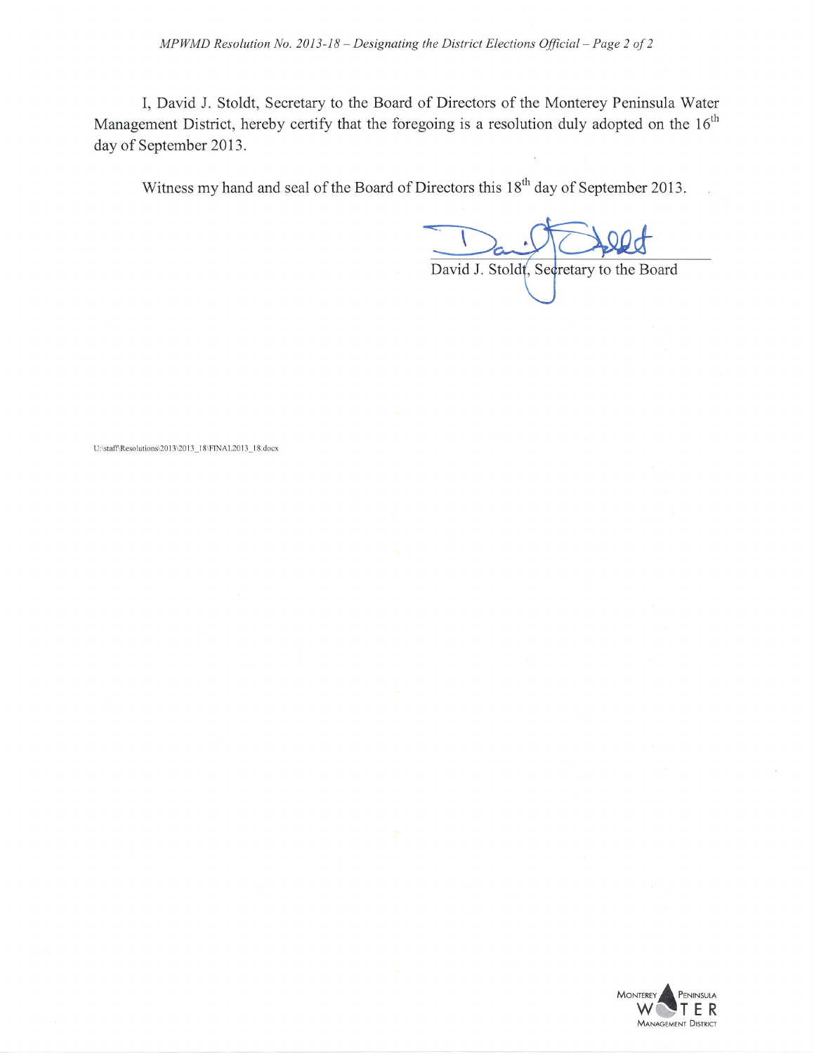I, David J. Stoldt, Secretary to the Board of Directors of the Monterey Peninsula Water Management District, hereby certify that the foregoing is a resolution duly adopted on the 16th day of September 2013.

Witness my hand and seal of the Board of Directors this 18th day of September 2013.

David J. Stoldt, Secretary to the Board

U:\staff\Resolutions\2013\2013_18\FINAL2013_18.docx

MONTEREY PENINSULA WATER MANAGEMENT DISTRICT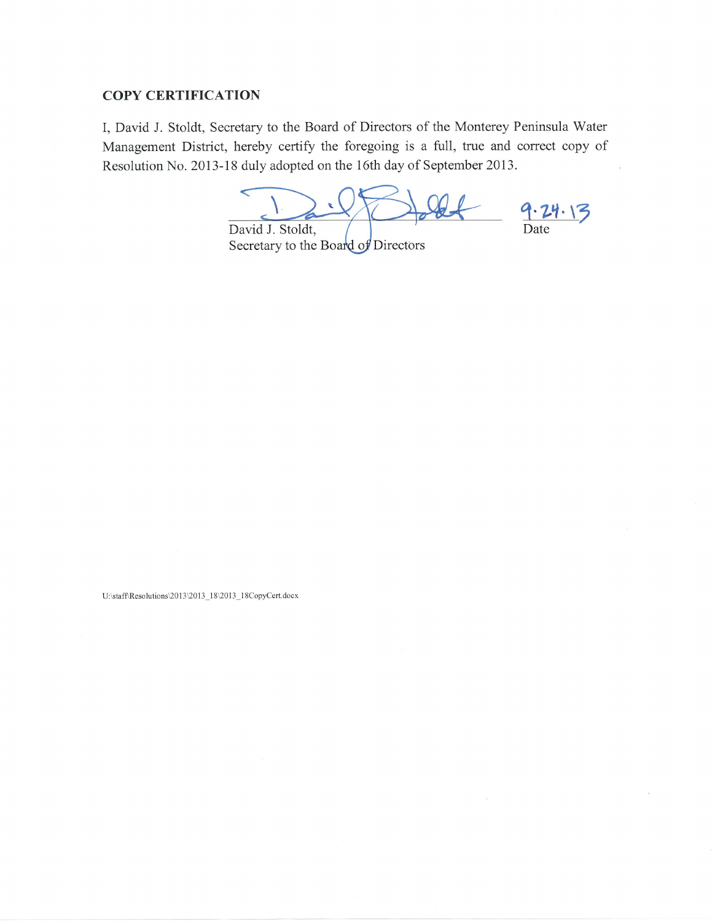## COPY CERTIFICATION

I, David J. Stoldt, Secretary to the Board of Directors of the Monterey Peninsula Water Management District, hereby certify the foregoing is a full, true and correct copy of Resolution No. 2013-18 duly adopted on the 16th day of September 2013.

David J. Stoldt,
Secretary to the Board of Directors

9.24.13
Date

U:\staff\Resolutions\2013\2013_18\2013_18CopyCert.docx